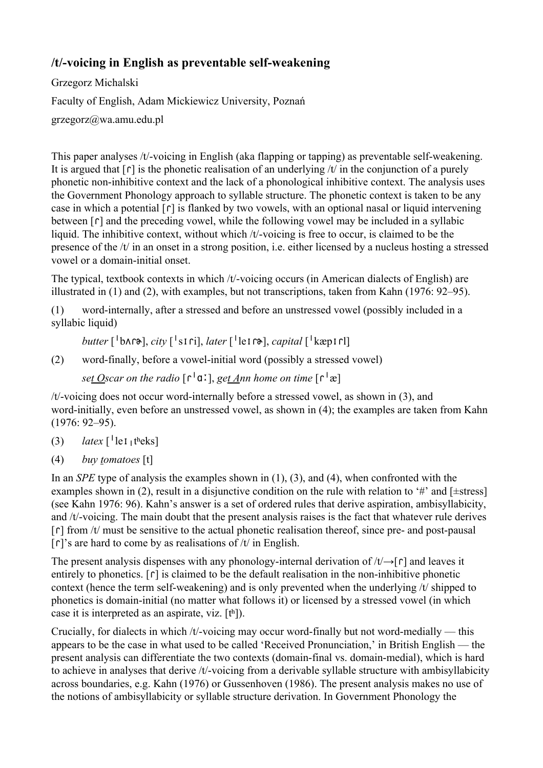# /t/-voicing in English as preventable self-weakening

Grzegorz Michalski

Faculty of English, Adam Mickiewicz University, Poznań

grzegorz@wa.amu.edu.pl

This paper analyses /t/-voicing in English (aka flapping or tapping) as preventable self-weakening. It is argued that [ɾ] is the phonetic realisation of an underlying /t/ in the conjunction of a purely phonetic non-inhibitive context and the lack of a phonological inhibitive context. The analysis uses the Government Phonology approach to syllable structure. The phonetic context is taken to be any case in which a potential [ɾ] is flanked by two vowels, with an optional nasal or liquid intervening between [ɾ] and the preceding vowel, while the following vowel may be included in a syllabic liquid. The inhibitive context, without which /t/-voicing is free to occur, is claimed to be the presence of the /t/ in an onset in a strong position, i.e. either licensed by a nucleus hosting a stressed vowel or a domain-initial onset.

The typical, textbook contexts in which /t/-voicing occurs (in American dialects of English) are illustrated in (1) and (2), with examples, but not transcriptions, taken from Kahn (1976: 92–95).

(1) word-internally, after a stressed and before an unstressed vowel (possibly included in a syllabic liquid)

*butter* [ˈbʌɾɚ], *city* [ˈsɪɾi], *later* [ˈleɪɾɚ], *capital* [ˈkæpɪɾl]

(2) word-finally, before a vowel-initial word (possibly a stressed vowel)

*se<u>t</u> <u>O</u>scar on the radio* [ɾˈɑː], *ge<u>t</u> <u>A</u>nn home on time* [ɾˈæ]

/t/-voicing does not occur word-internally before a stressed vowel, as shown in (3), and word-initially, even before an unstressed vowel, as shown in (4); the examples are taken from Kahn (1976: 92–95).

(3) *latex* [ˈleɪˌtʰeks]

(4) *buy <u>t</u>omatoes* [t]

In an *SPE* type of analysis the examples shown in (1), (3), and (4), when confronted with the examples shown in (2), result in a disjunctive condition on the rule with relation to '#' and [±stress] (see Kahn 1976: 96). Kahn's answer is a set of ordered rules that derive aspiration, ambisyllabicity, and /t/-voicing. The main doubt that the present analysis raises is the fact that whatever rule derives [ɾ] from /t/ must be sensitive to the actual phonetic realisation thereof, since pre- and post-pausal [ɾ]'s are hard to come by as realisations of /t/ in English.

The present analysis dispenses with any phonology-internal derivation of /t/→[ɾ] and leaves it entirely to phonetics. [ɾ] is claimed to be the default realisation in the non-inhibitive phonetic context (hence the term self-weakening) and is only prevented when the underlying /t/ shipped to phonetics is domain-initial (no matter what follows it) or licensed by a stressed vowel (in which case it is interpreted as an aspirate, viz. [tʰ]).

Crucially, for dialects in which /t/-voicing may occur word-finally but not word-medially — this appears to be the case in what used to be called 'Received Pronunciation,' in British English — the present analysis can differentiate the two contexts (domain-final vs. domain-medial), which is hard to achieve in analyses that derive /t/-voicing from a derivable syllable structure with ambisyllabicity across boundaries, e.g. Kahn (1976) or Gussenhoven (1986). The present analysis makes no use of the notions of ambisyllabicity or syllable structure derivation. In Government Phonology the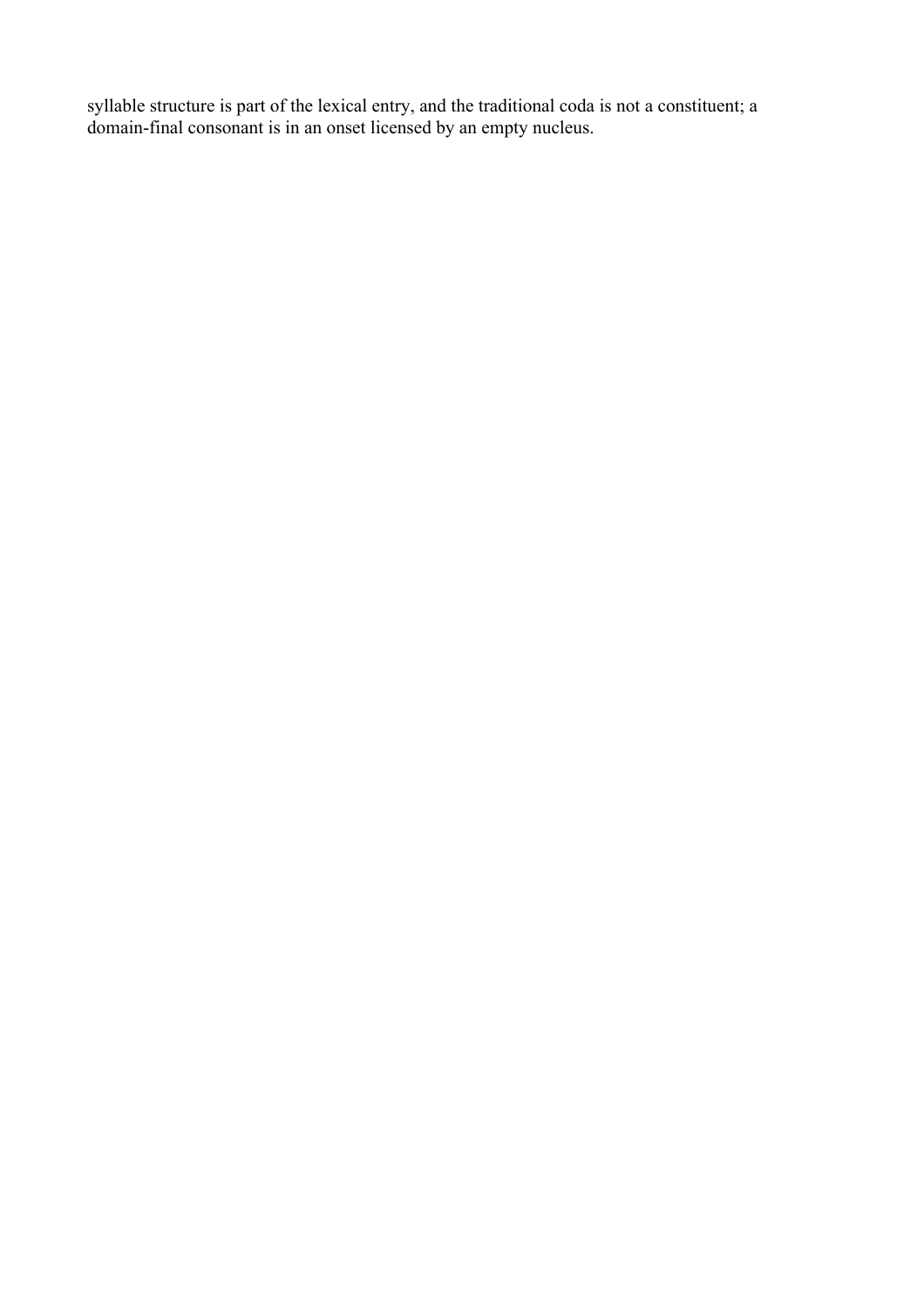syllable structure is part of the lexical entry, and the traditional coda is not a constituent; a domain-final consonant is in an onset licensed by an empty nucleus.